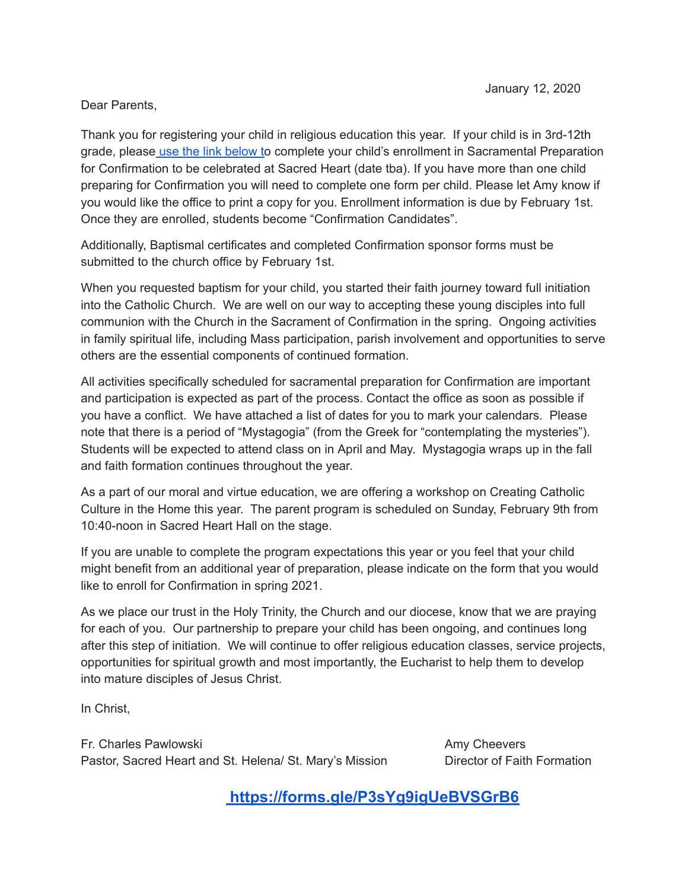January 12, 2020

Dear Parents,

Thank you for registering your child in religious education this year. If your child is in 3rd-12th grade, please use the link below to complete your child's enrollment in Sacramental Preparation for Confirmation to be celebrated at Sacred Heart (date tba). If you have more than one child preparing for Confirmation you will need to complete one form per child. Please let Amy know if you would like the office to print a copy for you. Enrollment information is due by February 1st. Once they are enrolled, students become "Confirmation Candidates".

Additionally, Baptismal certificates and completed Confirmation sponsor forms must be submitted to the church office by February 1st.

When you requested baptism for your child, you started their faith journey toward full initiation into the Catholic Church. We are well on our way to accepting these young disciples into full communion with the Church in the Sacrament of Confirmation in the spring. Ongoing activities in family spiritual life, including Mass participation, parish involvement and opportunities to serve others are the essential components of continued formation.

All activities specifically scheduled for sacramental preparation for Confirmation are important and participation is expected as part of the process. Contact the office as soon as possible if you have a conflict. We have attached a list of dates for you to mark your calendars. Please note that there is a period of "Mystagogia" (from the Greek for "contemplating the mysteries"). Students will be expected to attend class on in April and May. Mystagogia wraps up in the fall and faith formation continues throughout the year.

As a part of our moral and virtue education, we are offering a workshop on Creating Catholic Culture in the Home this year. The parent program is scheduled on Sunday, February 9th from 10:40-noon in Sacred Heart Hall on the stage.

If you are unable to complete the program expectations this year or you feel that your child might benefit from an additional year of preparation, please indicate on the form that you would like to enroll for Confirmation in spring 2021.

As we place our trust in the Holy Trinity, the Church and our diocese, know that we are praying for each of you. Our partnership to prepare your child has been ongoing, and continues long after this step of initiation. We will continue to offer religious education classes, service projects, opportunities for spiritual growth and most importantly, the Eucharist to help them to develop into mature disciples of Jesus Christ.

In Christ,

Fr. Charles Pawlowski
Pastor, Sacred Heart and St. Helena/ St. Mary's Mission

Amy Cheevers
Director of Faith Formation

**https://forms.gle/P3sYg9igUeBVSGrB6**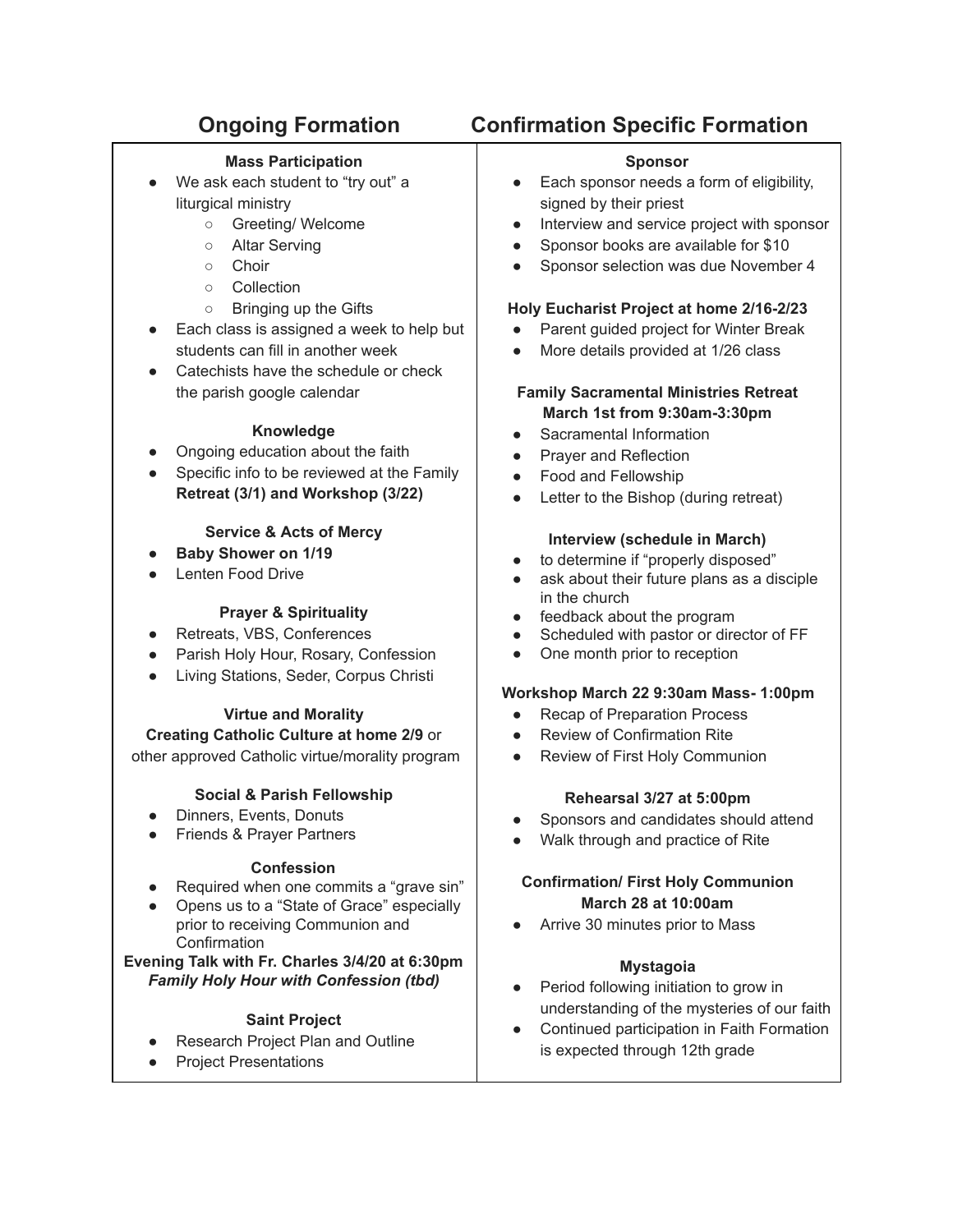## Ongoing Formation

**Mass Participation**

- We ask each student to "try out" a liturgical ministry
  - Greeting/ Welcome
  - Altar Serving
  - Choir
  - Collection
  - Bringing up the Gifts
- Each class is assigned a week to help but students can fill in another week
- Catechists have the schedule or check the parish google calendar

**Knowledge**

- Ongoing education about the faith
- Specific info to be reviewed at the Family **Retreat (3/1) and Workshop (3/22)**

**Service & Acts of Mercy**

- **Baby Shower on 1/19**
- Lenten Food Drive

**Prayer & Spirituality**

- Retreats, VBS, Conferences
- Parish Holy Hour, Rosary, Confession
- Living Stations, Seder, Corpus Christi

**Virtue and Morality**

**Creating Catholic Culture at home 2/9** or other approved Catholic virtue/morality program

**Social & Parish Fellowship**

- Dinners, Events, Donuts
- Friends & Prayer Partners

**Confession**

- Required when one commits a "grave sin"
- Opens us to a "State of Grace" especially prior to receiving Communion and Confirmation

**Evening Talk with Fr. Charles 3/4/20 at 6:30pm**
***Family Holy Hour with Confession (tbd)***

**Saint Project**

- Research Project Plan and Outline
- Project Presentations

## Confirmation Specific Formation

**Sponsor**

- Each sponsor needs a form of eligibility, signed by their priest
- Interview and service project with sponsor
- Sponsor books are available for $10
- Sponsor selection was due November 4

**Holy Eucharist Project at home 2/16-2/23**

- Parent guided project for Winter Break
- More details provided at 1/26 class

**Family Sacramental Ministries Retreat March 1st from 9:30am-3:30pm**

- Sacramental Information
- Prayer and Reflection
- Food and Fellowship
- Letter to the Bishop (during retreat)

**Interview (schedule in March)**

- to determine if "properly disposed"
- ask about their future plans as a disciple in the church
- feedback about the program
- Scheduled with pastor or director of FF
- One month prior to reception

**Workshop March 22 9:30am Mass- 1:00pm**

- Recap of Preparation Process
- Review of Confirmation Rite
- Review of First Holy Communion

**Rehearsal 3/27 at 5:00pm**

- Sponsors and candidates should attend
- Walk through and practice of Rite

**Confirmation/ First Holy Communion March 28 at 10:00am**

- Arrive 30 minutes prior to Mass

**Mystagoia**

- Period following initiation to grow in understanding of the mysteries of our faith
- Continued participation in Faith Formation is expected through 12th grade